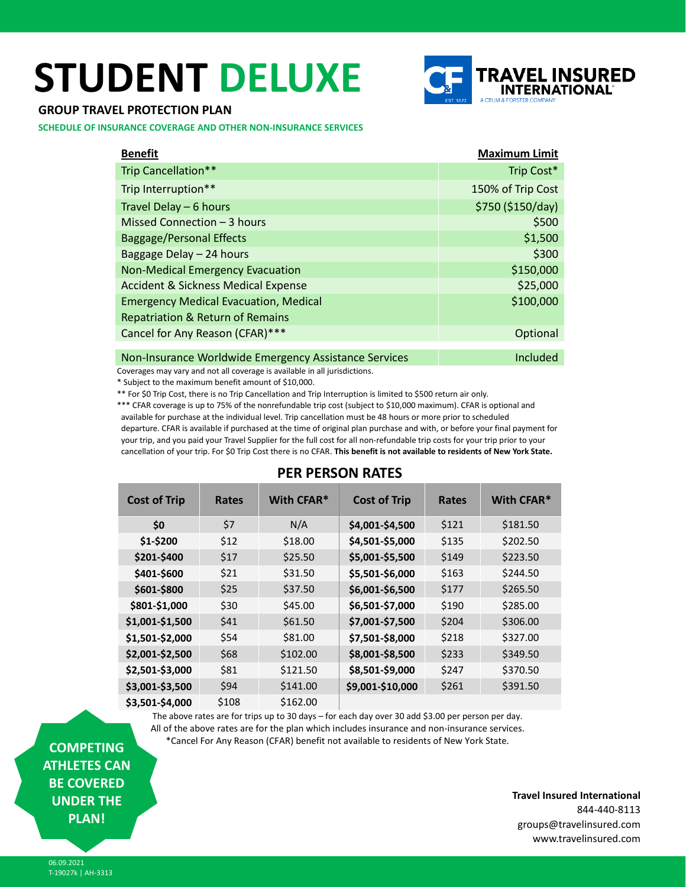# STUDENT DELUXE

TRAVEL INSURED INTERNATIONAL
A CRUM & FORSTER COMPANY

**GROUP TRAVEL PROTECTION PLAN**

**SCHEDULE OF INSURANCE COVERAGE AND OTHER NON-INSURANCE SERVICES**

| Benefit | Maximum Limit |
|---|---|
| Trip Cancellation** | Trip Cost* |
| Trip Interruption** | 150% of Trip Cost |
| Travel Delay – 6 hours | $750 ($150/day) |
| Missed Connection – 3 hours | $500 |
| Baggage/Personal Effects | $1,500 |
| Baggage Delay – 24 hours | $300 |
| Non-Medical Emergency Evacuation | $150,000 |
| Accident & Sickness Medical Expense | $25,000 |
| Emergency Medical Evacuation, Medical Repatriation & Return of Remains | $100,000 |
| Cancel for Any Reason (CFAR)*** | Optional |
| Non-Insurance Worldwide Emergency Assistance Services | Included |

Coverages may vary and not all coverage is available in all jurisdictions.

* Subject to the maximum benefit amount of $10,000.

** For $0 Trip Cost, there is no Trip Cancellation and Trip Interruption is limited to $500 return air only.

*** CFAR coverage is up to 75% of the nonrefundable trip cost (subject to $10,000 maximum). CFAR is optional and available for purchase at the individual level. Trip cancellation must be 48 hours or more prior to scheduled departure. CFAR is available if purchased at the time of original plan purchase and with, or before your final payment for your trip, and you paid your Travel Supplier for the full cost for all non-refundable trip costs for your trip prior to your cancellation of your trip. For $0 Trip Cost there is no CFAR. **This benefit is not available to residents of New York State.**

## PER PERSON RATES

| Cost of Trip | Rates | With CFAR* | Cost of Trip | Rates | With CFAR* |
|---|---|---|---|---|---|
| **$0** | $7 | N/A | **$4,001-$4,500** | $121 | $181.50 |
| **$1-$200** | $12 | $18.00 | **$4,501-$5,000** | $135 | $202.50 |
| **$201-$400** | $17 | $25.50 | **$5,001-$5,500** | $149 | $223.50 |
| **$401-$600** | $21 | $31.50 | **$5,501-$6,000** | $163 | $244.50 |
| **$601-$800** | $25 | $37.50 | **$6,001-$6,500** | $177 | $265.50 |
| **$801-$1,000** | $30 | $45.00 | **$6,501-$7,000** | $190 | $285.00 |
| **$1,001-$1,500** | $41 | $61.50 | **$7,001-$7,500** | $204 | $306.00 |
| **$1,501-$2,000** | $54 | $81.00 | **$7,501-$8,000** | $218 | $327.00 |
| **$2,001-$2,500** | $68 | $102.00 | **$8,001-$8,500** | $233 | $349.50 |
| **$2,501-$3,000** | $81 | $121.50 | **$8,501-$9,000** | $247 | $370.50 |
| **$3,001-$3,500** | $94 | $141.00 | **$9,001-$10,000** | $261 | $391.50 |
| **$3,501-$4,000** | $108 | $162.00 | | | |

The above rates are for trips up to 30 days – for each day over 30 add $3.00 per person per day.
All of the above rates are for the plan which includes insurance and non-insurance services.
*Cancel For Any Reason (CFAR) benefit not available to residents of New York State.

**COMPETING ATHLETES CAN BE COVERED UNDER THE PLAN!**

**Travel Insured International**
844-440-8113
groups@travelinsured.com
www.travelinsured.com

06.09.2021
T-19027k | AH-3313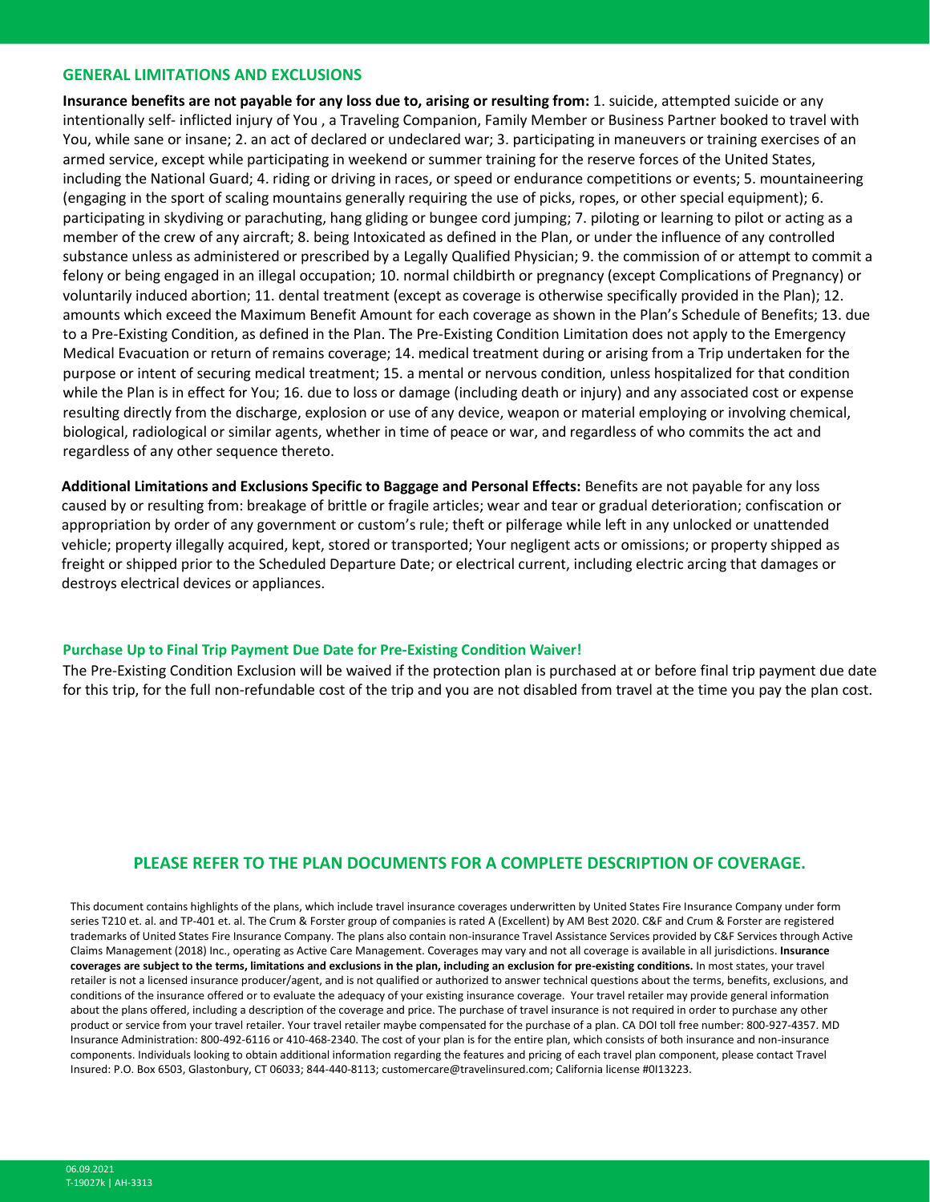## GENERAL LIMITATIONS AND EXCLUSIONS

**Insurance benefits are not payable for any loss due to, arising or resulting from:** 1. suicide, attempted suicide or any intentionally self- inflicted injury of You , a Traveling Companion, Family Member or Business Partner booked to travel with You, while sane or insane; 2. an act of declared or undeclared war; 3. participating in maneuvers or training exercises of an armed service, except while participating in weekend or summer training for the reserve forces of the United States, including the National Guard; 4. riding or driving in races, or speed or endurance competitions or events; 5. mountaineering (engaging in the sport of scaling mountains generally requiring the use of picks, ropes, or other special equipment); 6. participating in skydiving or parachuting, hang gliding or bungee cord jumping; 7. piloting or learning to pilot or acting as a member of the crew of any aircraft; 8. being Intoxicated as defined in the Plan, or under the influence of any controlled substance unless as administered or prescribed by a Legally Qualified Physician; 9. the commission of or attempt to commit a felony or being engaged in an illegal occupation; 10. normal childbirth or pregnancy (except Complications of Pregnancy) or voluntarily induced abortion; 11. dental treatment (except as coverage is otherwise specifically provided in the Plan); 12. amounts which exceed the Maximum Benefit Amount for each coverage as shown in the Plan's Schedule of Benefits; 13. due to a Pre-Existing Condition, as defined in the Plan. The Pre-Existing Condition Limitation does not apply to the Emergency Medical Evacuation or return of remains coverage; 14. medical treatment during or arising from a Trip undertaken for the purpose or intent of securing medical treatment; 15. a mental or nervous condition, unless hospitalized for that condition while the Plan is in effect for You; 16. due to loss or damage (including death or injury) and any associated cost or expense resulting directly from the discharge, explosion or use of any device, weapon or material employing or involving chemical, biological, radiological or similar agents, whether in time of peace or war, and regardless of who commits the act and regardless of any other sequence thereto.

**Additional Limitations and Exclusions Specific to Baggage and Personal Effects:** Benefits are not payable for any loss caused by or resulting from: breakage of brittle or fragile articles; wear and tear or gradual deterioration; confiscation or appropriation by order of any government or custom's rule; theft or pilferage while left in any unlocked or unattended vehicle; property illegally acquired, kept, stored or transported; Your negligent acts or omissions; or property shipped as freight or shipped prior to the Scheduled Departure Date; or electrical current, including electric arcing that damages or destroys electrical devices or appliances.

### Purchase Up to Final Trip Payment Due Date for Pre-Existing Condition Waiver!

The Pre-Existing Condition Exclusion will be waived if the protection plan is purchased at or before final trip payment due date for this trip, for the full non-refundable cost of the trip and you are not disabled from travel at the time you pay the plan cost.

### PLEASE REFER TO THE PLAN DOCUMENTS FOR A COMPLETE DESCRIPTION OF COVERAGE.

This document contains highlights of the plans, which include travel insurance coverages underwritten by United States Fire Insurance Company under form series T210 et. al. and TP-401 et. al. The Crum & Forster group of companies is rated A (Excellent) by AM Best 2020. C&F and Crum & Forster are registered trademarks of United States Fire Insurance Company. The plans also contain non-insurance Travel Assistance Services provided by C&F Services through Active Claims Management (2018) Inc., operating as Active Care Management. Coverages may vary and not all coverage is available in all jurisdictions. **Insurance coverages are subject to the terms, limitations and exclusions in the plan, including an exclusion for pre-existing conditions.** In most states, your travel retailer is not a licensed insurance producer/agent, and is not qualified or authorized to answer technical questions about the terms, benefits, exclusions, and conditions of the insurance offered or to evaluate the adequacy of your existing insurance coverage. Your travel retailer may provide general information about the plans offered, including a description of the coverage and price. The purchase of travel insurance is not required in order to purchase any other product or service from your travel retailer. Your travel retailer maybe compensated for the purchase of a plan. CA DOI toll free number: 800-927-4357. MD Insurance Administration: 800-492-6116 or 410-468-2340. The cost of your plan is for the entire plan, which consists of both insurance and non-insurance components. Individuals looking to obtain additional information regarding the features and pricing of each travel plan component, please contact Travel Insured: P.O. Box 6503, Glastonbury, CT 06033; 844-440-8113; customercare@travelinsured.com; California license #0I13223.

06.09.2021
T-19027k | AH-3313